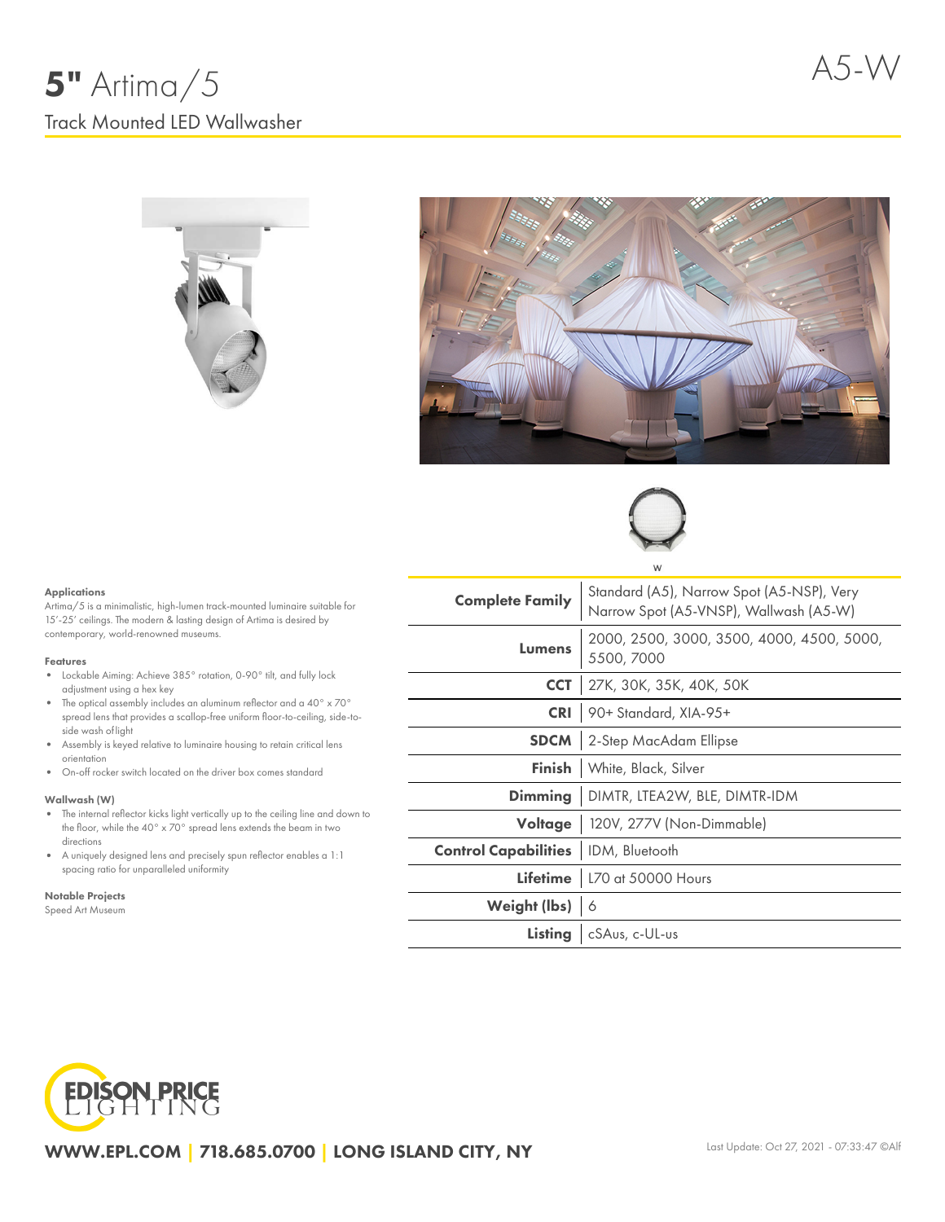# **5"** Artima/5

A5-W

## Track Mounted LED Wallwasher

W

### Applications

Artima/5 is a minimalistic, high-lumen track-mounted luminaire suitable for 15'-25' ceilings. The modern & lasting design of Artima is desired by contemporary, world-renowned museums.

### Features

- Lockable Aiming: Achieve 385° rotation, 0-90° tilt, and fully lock adjustment using a hex key
- The optical assembly includes an aluminum reflector and a 40° x 70° spread lens that provides a scallop-free uniform floor-to-ceiling, side-to-side wash of light
- Assembly is keyed relative to luminaire housing to retain critical lens orientation
- On-off rocker switch located on the driver box comes standard

### Wallwash (W)

- The internal reflector kicks light vertically up to the ceiling line and down to the floor, while the 40° x 70° spread lens extends the beam in two directions
- A uniquely designed lens and precisely spun reflector enables a 1:1 spacing ratio for unparalleled uniformity

### Notable Projects

Speed Art Museum

| | |
|---|---|
| **Complete Family** | Standard (A5), Narrow Spot (A5-NSP), Very Narrow Spot (A5-VNSP), Wallwash (A5-W) |
| **Lumens** | 2000, 2500, 3000, 3500, 4000, 4500, 5000, 5500, 7000 |
| **CCT** | 27K, 30K, 35K, 40K, 50K |
| **CRI** | 90+ Standard, XIA-95+ |
| **SDCM** | 2-Step MacAdam Ellipse |
| **Finish** | White, Black, Silver |
| **Dimming** | DIMTR, LTEA2W, BLE, DIMTR-IDM |
| **Voltage** | 120V, 277V (Non-Dimmable) |
| **Control Capabilities** | IDM, Bluetooth |
| **Lifetime** | L70 at 50000 Hours |
| **Weight (lbs)** | 6 |
| **Listing** | cSAus, c-UL-us |

EDISON PRICE LIGHTING

**WWW.EPL.COM | 718.685.0700 | LONG ISLAND CITY, NY**

Last Update: Oct 27, 2021 - 07:33:47 ©Alf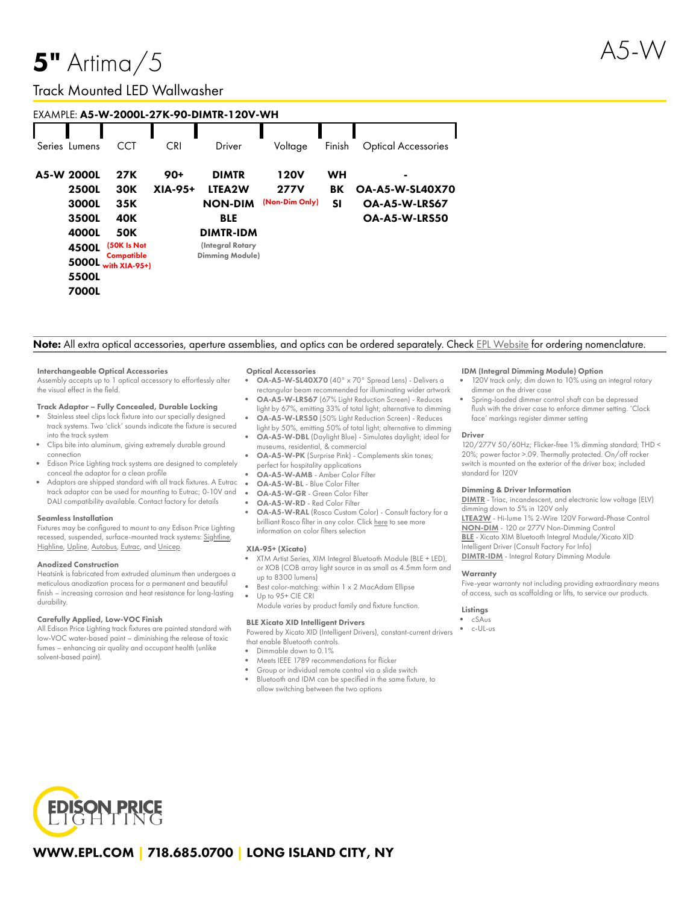# **5"** Artima/5

A5-W

## Track Mounted LED Wallwasher

EXAMPLE: **A5-W-2000L-27K-90-DIMTR-120V-WH**

| Series | Lumens | CCT | CRI | Driver | Voltage | Finish | Optical Accessories |
|---|---|---|---|---|---|---|---|
| **A5-W** | **2000L** | **27K** | **90+** | **DIMTR** | **120V** | **WH** | **-** |
| | **2500L** | **30K** | **XIA-95+** | **LTEA2W** | **277V** | **BK** | **OA-A5-W-SL40X70** |
| | **3000L** | **35K** | | **NON-DIM** | **(Non-Dim Only)** | **SI** | **OA-A5-W-LRS67** |
| | **3500L** | **40K** | | **BLE** | | | **OA-A5-W-LRS50** |
| | **4000L** | **50K** | | **DIMTR-IDM** | | | |
| | **4500L** | **(50K Is Not Compatible with XIA-95+)** | | **(Integral Rotary Dimming Module)** | | | |
| | **5000L** | | | | | | |
| | **5500L** | | | | | | |
| | **7000L** | | | | | | |

**Note:** All extra optical accessories, aperture assemblies, and optics can be ordered separately. Check EPL Website for ordering nomenclature.

#### Interchangeable Optical Accessories

Assembly accepts up to 1 optical accessory to effortlessly alter the visual effect in the field.

#### Track Adaptor – Fully Concealed, Durable Locking

- Stainless steel clips lock fixture into our specially designed track systems. Two 'click' sounds indicate the fixture is secured into the track system
- Clips bite into aluminum, giving extremely durable ground connection
- Edison Price Lighting track systems are designed to completely conceal the adaptor for a clean profile
- Adaptors are shipped standard with all track fixtures. A Eutrac track adaptor can be used for mounting to Eutrac; 0-10V and DALI compatibility available. Contact factory for details

#### Seamless Installation

Fixtures may be configured to mount to any Edison Price Lighting recessed, suspended, surface-mounted track systems: Sightline, Highline, Upline, Autobus, Eutrac, and Unicep.

#### Anodized Construction

Heatsink is fabricated from extruded aluminum then undergoes a meticulous anodization process for a permanent and beautiful finish – increasing corrosion and heat resistance for long-lasting durability.

#### Carefully Applied, Low-VOC Finish

All Edison Price Lighting track fixtures are painted standard with low-VOC water-based paint – diminishing the release of toxic fumes – enhancing air quality and occupant health (unlike solvent-based paint).

#### Optical Accessories

- **OA-A5-W-SL40X70** (40° x 70° Spread Lens) - Delivers a rectangular beam recommended for illuminating wider artwork
- **OA-A5-W-LRS67** (67% Light Reduction Screen) - Reduces light by 67%, emitting 33% of total light; alternative to dimming
- **OA-A5-W-LRS50** (50% Light Reduction Screen) - Reduces light by 50%, emitting 50% of total light; alternative to dimming
- **OA-A5-W-DBL** (Daylight Blue) - Simulates daylight; ideal for museums, residential, & commercial
- **OA-A5-W-PK** (Surprise Pink) - Complements skin tones; perfect for hospitality applications
- **OA-A5-W-AMB** - Amber Color Filter
- **OA-A5-W-BL** - Blue Color Filter
- **OA-A5-W-GR** - Green Color Filter
- **OA-A5-W-RD** - Red Color Filter
- **OA-A5-W-RAL** (Rosco Custom Color) - Consult factory for a brilliant Rosco filter in any color. Click here to see more information on color filters selection

#### XIA-95+ (Xicato)

- XTM Artist Series, XIM Integral Bluetooth Module (BLE + LED), or XOB (COB array light source in as small as 4.5mm form and up to 8300 lumens)
- Best color-matching: within 1 x 2 MacAdam Ellipse
- Up to 95+ CIE CRI

Module varies by product family and fixture function.

#### BLE Xicato XID Intelligent Drivers

Powered by Xicato XID (Intelligent Drivers), constant-current drivers that enable Bluetooth controls.

- Dimmable down to 0.1%
- Meets IEEE 1789 recommendations for flicker
- Group or individual remote control via a slide switch
- Bluetooth and IDM can be specified in the same fixture, to allow switching between the two options

#### IDM (Integral Dimming Module) Option

- 120V track only; dim down to 10% using an integral rotary dimmer on the driver case
- Spring-loaded dimmer control shaft can be depressed flush with the driver case to enforce dimmer setting. 'Clock face' markings register dimmer setting

#### Driver

120/277V 50/60Hz; Flicker-free 1% dimming standard; THD < 20%; power factor >.09. Thermally protected. On/off rocker switch is mounted on the exterior of the driver box; included standard for 120V

#### Dimming & Driver Information

**DIMTR** - Triac, incandescent, and electronic low voltage (ELV) dimming down to 5% in 120V only
**LTEA2W** - Hi-lume 1% 2-Wire 120V Forward-Phase Control
**NON-DIM** - 120 or 277V Non-Dimming Control
**BLE** - Xicato XIM Bluetooth Integral Module/Xicato XID Intelligent Driver (Consult Factory For Info)
**DIMTR-IDM** - Integral Rotary Dimming Module

#### Warranty

Five-year warranty not including providing extraordinary means of access, such as scaffolding or lifts, to service our products.

#### Listings

- cSAus
- c-UL-us

EDISON PRICE LIGHTING

**WWW.EPL.COM | 718.685.0700 | LONG ISLAND CITY, NY**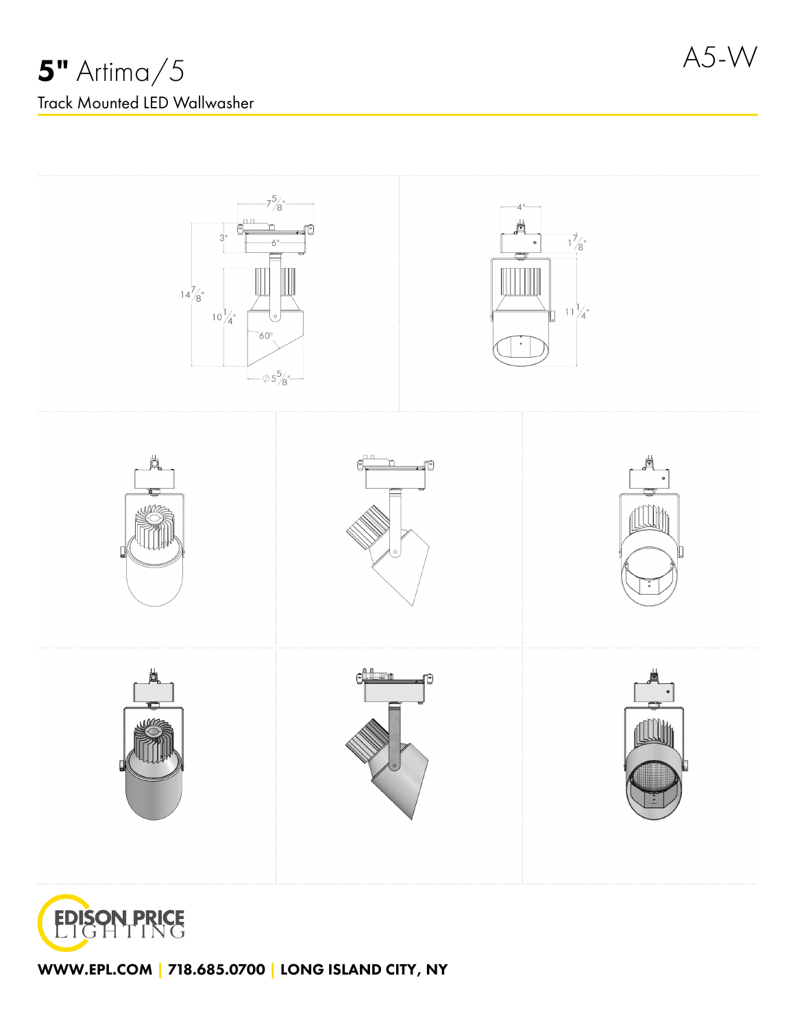# **5"** Artima/5

Track Mounted LED Wallwasher

A5-W

7 5/8"

3"

6"

14 7/8"

10 1/4"

60°

⌀5 5/8"

4"

1 7/8"

11 1/4"

EDISON PRICE LIGHTING

**WWW.EPL.COM | 718.685.0700 | LONG ISLAND CITY, NY**